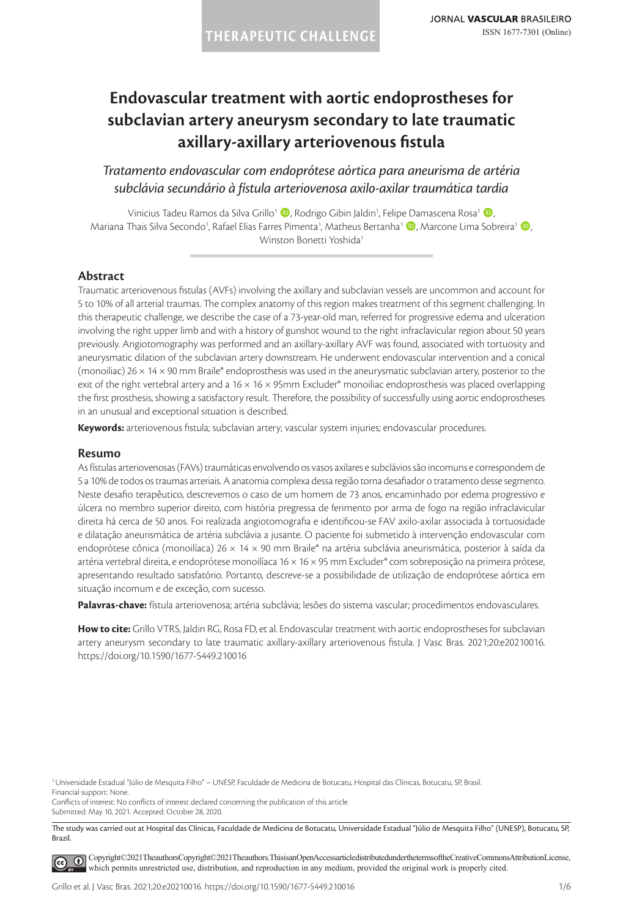THERAPEUTIC CHALLENGE

# Endovascular treatment with aortic endoprostheses for subclavian artery aneurysm secondary to late traumatic axillary-axillary arteriovenous fistula

*Tratamento endovascular com endoprótese aórtica para aneurisma de artéria subclávia secundário à fístula arteriovenosa axilo-axilar traumática tardia*

Vinicius Tadeu Ramos da Silva Grillo[1], Rodrigo Gibin Jaldin[1], Felipe Damascena Rosa[1], Mariana Thais Silva Secondo[1], Rafael Elias Farres Pimenta[1], Matheus Bertanha[1], Marcone Lima Sobreira[1], Winston Bonetti Yoshida[1]

## Abstract

Traumatic arteriovenous fistulas (AVFs) involving the axillary and subclavian vessels are uncommon and account for 5 to 10% of all arterial traumas. The complex anatomy of this region makes treatment of this segment challenging. In this therapeutic challenge, we describe the case of a 73-year-old man, referred for progressive edema and ulceration involving the right upper limb and with a history of gunshot wound to the right infraclavicular region about 50 years previously. Angiotomography was performed and an axillary-axillary AVF was found, associated with tortuosity and aneurysmatic dilation of the subclavian artery downstream. He underwent endovascular intervention and a conical (monoiliac) 26 × 14 × 90 mm Braile® endoprosthesis was used in the aneurysmatic subclavian artery, posterior to the exit of the right vertebral artery and a 16 × 16 × 95mm Excluder® monoiliac endoprosthesis was placed overlapping the first prosthesis, showing a satisfactory result. Therefore, the possibility of successfully using aortic endoprostheses in an unusual and exceptional situation is described.

**Keywords:** arteriovenous fistula; subclavian artery; vascular system injuries; endovascular procedures.

## Resumo

As fístulas arteriovenosas (FAVs) traumáticas envolvendo os vasos axilares e subclávios são incomuns e correspondem de 5 a 10% de todos os traumas arteriais. A anatomia complexa dessa região torna desafiador o tratamento desse segmento. Neste desafio terapêutico, descrevemos o caso de um homem de 73 anos, encaminhado por edema progressivo e úlcera no membro superior direito, com história pregressa de ferimento por arma de fogo na região infraclavicular direita há cerca de 50 anos. Foi realizada angiotomografia e identificou-se FAV axilo-axilar associada à tortuosidade e dilatação aneurismática de artéria subclávia a jusante. O paciente foi submetido à intervenção endovascular com endoprótese cônica (monoilíaca) 26 × 14 × 90 mm Braile® na artéria subclávia aneurismática, posterior à saída da artéria vertebral direita, e endoprótese monoilíaca 16 × 16 × 95 mm Excluder® com sobreposição na primeira prótese, apresentando resultado satisfatório. Portanto, descreve-se a possibilidade de utilização de endoprótese aórtica em situação incomum e de exceção, com sucesso.

**Palavras-chave:** fístula arteriovenosa; artéria subclávia; lesões do sistema vascular; procedimentos endovasculares.

**How to cite:** Grillo VTRS, Jaldin RG, Rosa FD, et al. Endovascular treatment with aortic endoprostheses for subclavian artery aneurysm secondary to late traumatic axillary-axillary arteriovenous fistula. J Vasc Bras. 2021;20:e20210016. https://doi.org/10.1590/1677-5449.210016

[1] Universidade Estadual "Júlio de Mesquita Filho" – UNESP, Faculdade de Medicina de Botucatu, Hospital das Clínicas, Botucatu, SP, Brasil.
Financial support: None.
Conflicts of interest: No conflicts of interest declared concerning the publication of this article.
Submitted: May 10, 2021. Accepted: October 28, 2020.

The study was carried out at Hospital das Clínicas, Faculdade de Medicina de Botucatu, Universidade Estadual "Júlio de Mesquita Filho" (UNESP), Botucatu, SP, Brazil.

Copyright© 2021 The authors. This is an Open Access article distributed under the terms of the Creative Commons Attribution License, which permits unrestricted use, distribution, and reproduction in any medium, provided the original work is properly cited.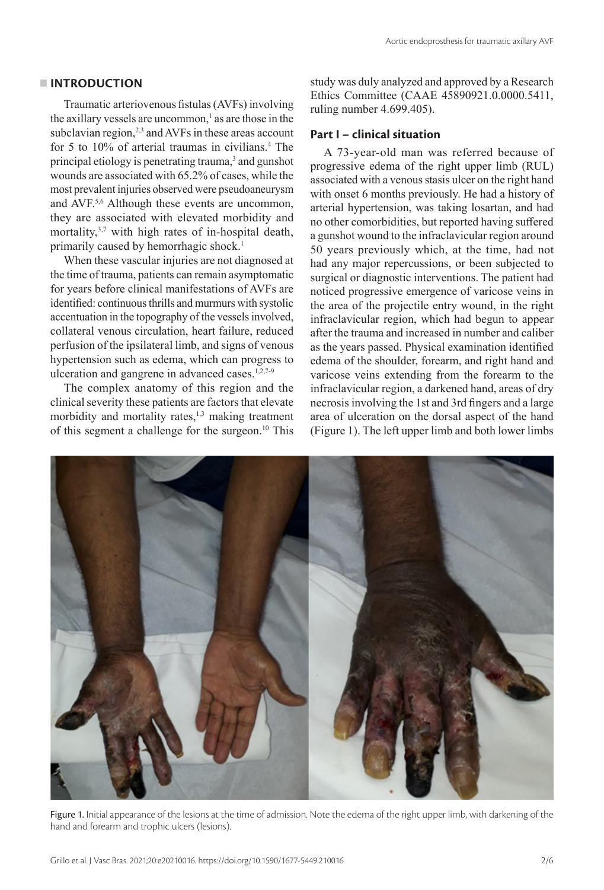## INTRODUCTION

Traumatic arteriovenous fistulas (AVFs) involving the axillary vessels are uncommon,[1] as are those in the subclavian region,[2,3] and AVFs in these areas account for 5 to 10% of arterial traumas in civilians.[4] The principal etiology is penetrating trauma,[3] and gunshot wounds are associated with 65.2% of cases, while the most prevalent injuries observed were pseudoaneurysm and AVF.[5,6] Although these events are uncommon, they are associated with elevated morbidity and mortality,[3,7] with high rates of in-hospital death, primarily caused by hemorrhagic shock.[1]

When these vascular injuries are not diagnosed at the time of trauma, patients can remain asymptomatic for years before clinical manifestations of AVFs are identified: continuous thrills and murmurs with systolic accentuation in the topography of the vessels involved, collateral venous circulation, heart failure, reduced perfusion of the ipsilateral limb, and signs of venous hypertension such as edema, which can progress to ulceration and gangrene in advanced cases.[1,2,7-9]

The complex anatomy of this region and the clinical severity these patients are factors that elevate morbidity and mortality rates,[1,3] making treatment of this segment a challenge for the surgeon.[10] This study was duly analyzed and approved by a Research Ethics Committee (CAAE 45890921.0.0000.5411, ruling number 4.699.405).

### Part I – clinical situation

A 73-year-old man was referred because of progressive edema of the right upper limb (RUL) associated with a venous stasis ulcer on the right hand with onset 6 months previously. He had a history of arterial hypertension, was taking losartan, and had no other comorbidities, but reported having suffered a gunshot wound to the infraclavicular region around 50 years previously which, at the time, had not had any major repercussions, or been subjected to surgical or diagnostic interventions. The patient had noticed progressive emergence of varicose veins in the area of the projectile entry wound, in the right infraclavicular region, which had begun to appear after the trauma and increased in number and caliber as the years passed. Physical examination identified edema of the shoulder, forearm, and right hand and varicose veins extending from the forearm to the infraclavicular region, a darkened hand, areas of dry necrosis involving the 1st and 3rd fingers and a large area of ulceration on the dorsal aspect of the hand (Figure 1). The left upper limb and both lower limbs

Figure 1. Initial appearance of the lesions at the time of admission. Note the edema of the right upper limb, with darkening of the hand and forearm and trophic ulcers (lesions).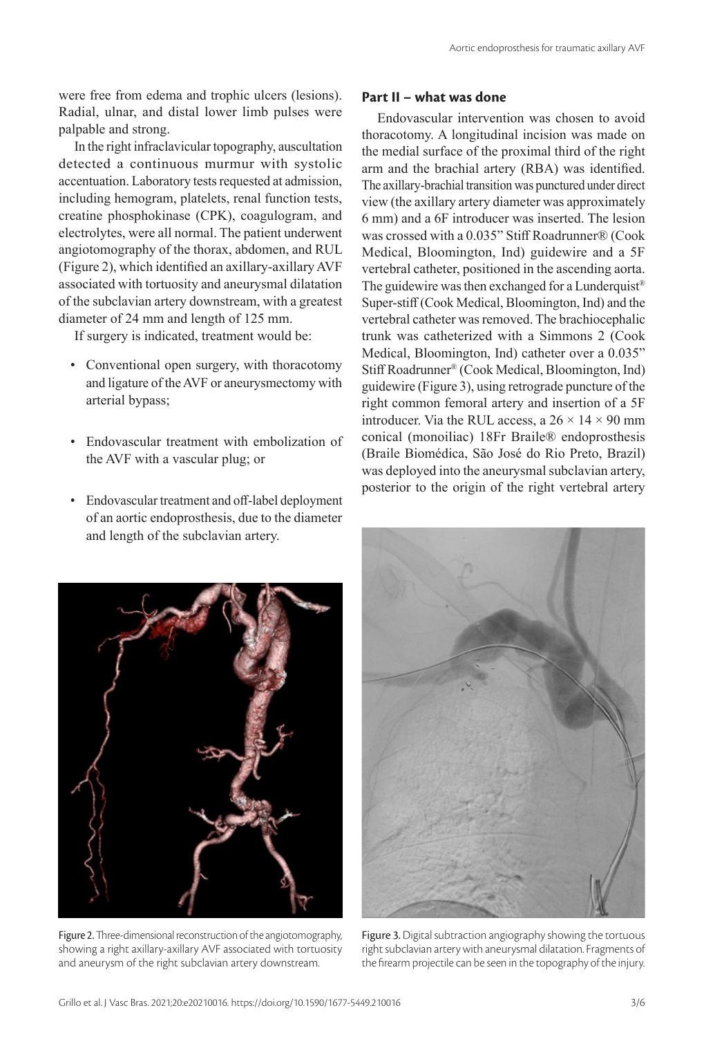were free from edema and trophic ulcers (lesions). Radial, ulnar, and distal lower limb pulses were palpable and strong.

In the right infraclavicular topography, auscultation detected a continuous murmur with systolic accentuation. Laboratory tests requested at admission, including hemogram, platelets, renal function tests, creatine phosphokinase (CPK), coagulogram, and electrolytes, were all normal. The patient underwent angiotomography of the thorax, abdomen, and RUL (Figure 2), which identified an axillary-axillary AVF associated with tortuosity and aneurysmal dilatation of the subclavian artery downstream, with a greatest diameter of 24 mm and length of 125 mm.

If surgery is indicated, treatment would be:

- Conventional open surgery, with thoracotomy and ligature of the AVF or aneurysmectomy with arterial bypass;
- Endovascular treatment with embolization of the AVF with a vascular plug; or
- Endovascular treatment and off-label deployment of an aortic endoprosthesis, due to the diameter and length of the subclavian artery.

Figure 2. Three-dimensional reconstruction of the angiotomography, showing a right axillary-axillary AVF associated with tortuosity and aneurysm of the right subclavian artery downstream.

## Part II – what was done

Endovascular intervention was chosen to avoid thoracotomy. A longitudinal incision was made on the medial surface of the proximal third of the right arm and the brachial artery (RBA) was identified. The axillary-brachial transition was punctured under direct view (the axillary artery diameter was approximately 6 mm) and a 6F introducer was inserted. The lesion was crossed with a 0.035" Stiff Roadrunner® (Cook Medical, Bloomington, Ind) guidewire and a 5F vertebral catheter, positioned in the ascending aorta. The guidewire was then exchanged for a Lunderquist® Super-stiff (Cook Medical, Bloomington, Ind) and the vertebral catheter was removed. The brachiocephalic trunk was catheterized with a Simmons 2 (Cook Medical, Bloomington, Ind) catheter over a 0.035" Stiff Roadrunner® (Cook Medical, Bloomington, Ind) guidewire (Figure 3), using retrograde puncture of the right common femoral artery and insertion of a 5F introducer. Via the RUL access, a 26 × 14 × 90 mm conical (monoiliac) 18Fr Braile® endoprosthesis (Braile Biomédica, São José do Rio Preto, Brazil) was deployed into the aneurysmal subclavian artery, posterior to the origin of the right vertebral artery

Figure 3. Digital subtraction angiography showing the tortuous right subclavian artery with aneurysmal dilatation. Fragments of the firearm projectile can be seen in the topography of the injury.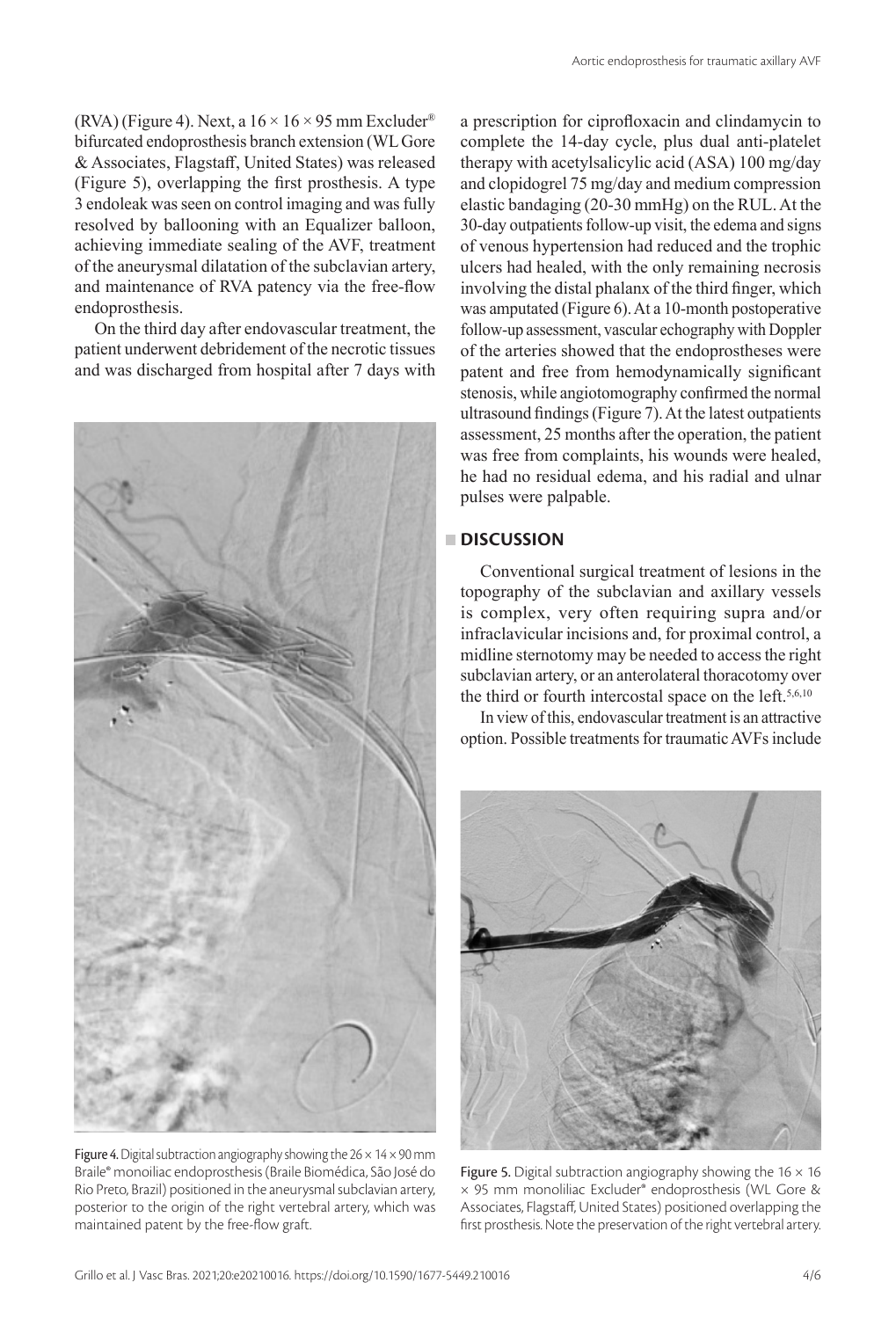(RVA) (Figure 4). Next, a 16 × 16 × 95 mm Excluder® bifurcated endoprosthesis branch extension (WL Gore & Associates, Flagstaff, United States) was released (Figure 5), overlapping the first prosthesis. A type 3 endoleak was seen on control imaging and was fully resolved by ballooning with an Equalizer balloon, achieving immediate sealing of the AVF, treatment of the aneurysmal dilatation of the subclavian artery, and maintenance of RVA patency via the free-flow endoprosthesis.

On the third day after endovascular treatment, the patient underwent debridement of the necrotic tissues and was discharged from hospital after 7 days with a prescription for ciprofloxacin and clindamycin to complete the 14-day cycle, plus dual anti-platelet therapy with acetylsalicylic acid (ASA) 100 mg/day and clopidogrel 75 mg/day and medium compression elastic bandaging (20-30 mmHg) on the RUL. At the 30-day outpatients follow-up visit, the edema and signs of venous hypertension had reduced and the trophic ulcers had healed, with the only remaining necrosis involving the distal phalanx of the third finger, which was amputated (Figure 6). At a 10-month postoperative follow-up assessment, vascular echography with Doppler of the arteries showed that the endoprostheses were patent and free from hemodynamically significant stenosis, while angiotomography confirmed the normal ultrasound findings (Figure 7). At the latest outpatients assessment, 25 months after the operation, the patient was free from complaints, his wounds were healed, he had no residual edema, and his radial and ulnar pulses were palpable.

Figure 4. Digital subtraction angiography showing the 26 × 14 × 90 mm Braile® monoiliac endoprosthesis (Braile Biomédica, São José do Rio Preto, Brazil) positioned in the aneurysmal subclavian artery, posterior to the origin of the right vertebral artery, which was maintained patent by the free-flow graft.

## DISCUSSION

Conventional surgical treatment of lesions in the topography of the subclavian and axillary vessels is complex, very often requiring supra and/or infraclavicular incisions and, for proximal control, a midline sternotomy may be needed to access the right subclavian artery, or an anterolateral thoracotomy over the third or fourth intercostal space on the left.[5,6,10]

In view of this, endovascular treatment is an attractive option. Possible treatments for traumatic AVFs include

Figure 5. Digital subtraction angiography showing the 16 × 16 × 95 mm monoliliac Excluder® endoprosthesis (WL Gore & Associates, Flagstaff, United States) positioned overlapping the first prosthesis. Note the preservation of the right vertebral artery.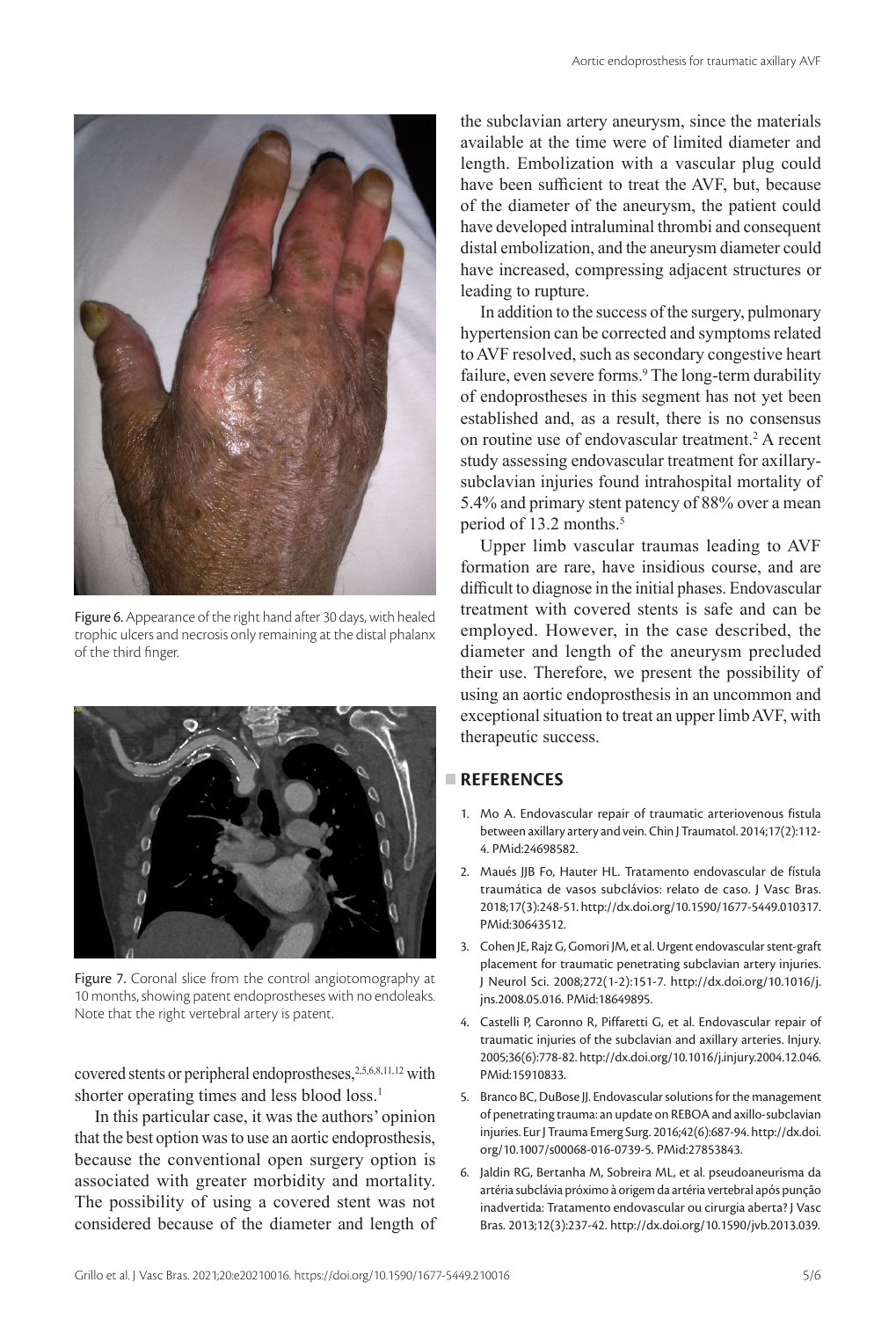Figure 6. Appearance of the right hand after 30 days, with healed trophic ulcers and necrosis only remaining at the distal phalanx of the third finger.

Figure 7. Coronal slice from the control angiotomography at 10 months, showing patent endoprostheses with no endoleaks. Note that the right vertebral artery is patent.

covered stents or peripheral endoprostheses,[2,5,6,8,11,12] with shorter operating times and less blood loss.[1]

In this particular case, it was the authors' opinion that the best option was to use an aortic endoprosthesis, because the conventional open surgery option is associated with greater morbidity and mortality. The possibility of using a covered stent was not considered because of the diameter and length of the subclavian artery aneurysm, since the materials available at the time were of limited diameter and length. Embolization with a vascular plug could have been sufficient to treat the AVF, but, because of the diameter of the aneurysm, the patient could have developed intraluminal thrombi and consequent distal embolization, and the aneurysm diameter could have increased, compressing adjacent structures or leading to rupture.

In addition to the success of the surgery, pulmonary hypertension can be corrected and symptoms related to AVF resolved, such as secondary congestive heart failure, even severe forms.[9] The long-term durability of endoprostheses in this segment has not yet been established and, as a result, there is no consensus on routine use of endovascular treatment.[2] A recent study assessing endovascular treatment for axillary-subclavian injuries found intrahospital mortality of 5.4% and primary stent patency of 88% over a mean period of 13.2 months.[5]

Upper limb vascular traumas leading to AVF formation are rare, have insidious course, and are difficult to diagnose in the initial phases. Endovascular treatment with covered stents is safe and can be employed. However, in the case described, the diameter and length of the aneurysm precluded their use. Therefore, we present the possibility of using an aortic endoprosthesis in an uncommon and exceptional situation to treat an upper limb AVF, with therapeutic success.

## REFERENCES

1. Mo A. Endovascular repair of traumatic arteriovenous fistula between axillary artery and vein. Chin J Traumatol. 2014;17(2):112-4. PMid:24698582.
2. Maués JJB Fo, Hauter HL. Tratamento endovascular de fístula traumática de vasos subclávios: relato de caso. J Vasc Bras. 2018;17(3):248-51. http://dx.doi.org/10.1590/1677-5449.010317. PMid:30643512.
3. Cohen JE, Rajz G, Gomori JM, et al. Urgent endovascular stent-graft placement for traumatic penetrating subclavian artery injuries. J Neurol Sci. 2008;272(1-2):151-7. http://dx.doi.org/10.1016/j.jns.2008.05.016. PMid:18649895.
4. Castelli P, Caronno R, Piffaretti G, et al. Endovascular repair of traumatic injuries of the subclavian and axillary arteries. Injury. 2005;36(6):778-82. http://dx.doi.org/10.1016/j.injury.2004.12.046. PMid:15910833.
5. Branco BC, DuBose JJ. Endovascular solutions for the management of penetrating trauma: an update on REBOA and axillo-subclavian injuries. Eur J Trauma Emerg Surg. 2016;42(6):687-94. http://dx.doi.org/10.1007/s00068-016-0739-5. PMid:27853843.
6. Jaldin RG, Bertanha M, Sobreira ML, et al. pseudoaneurisma da artéria subclávia próximo à origem da artéria vertebral após punção inadvertida: Tratamento endovascular ou cirurgia aberta? J Vasc Bras. 2013;12(3):237-42. http://dx.doi.org/10.1590/jvb.2013.039.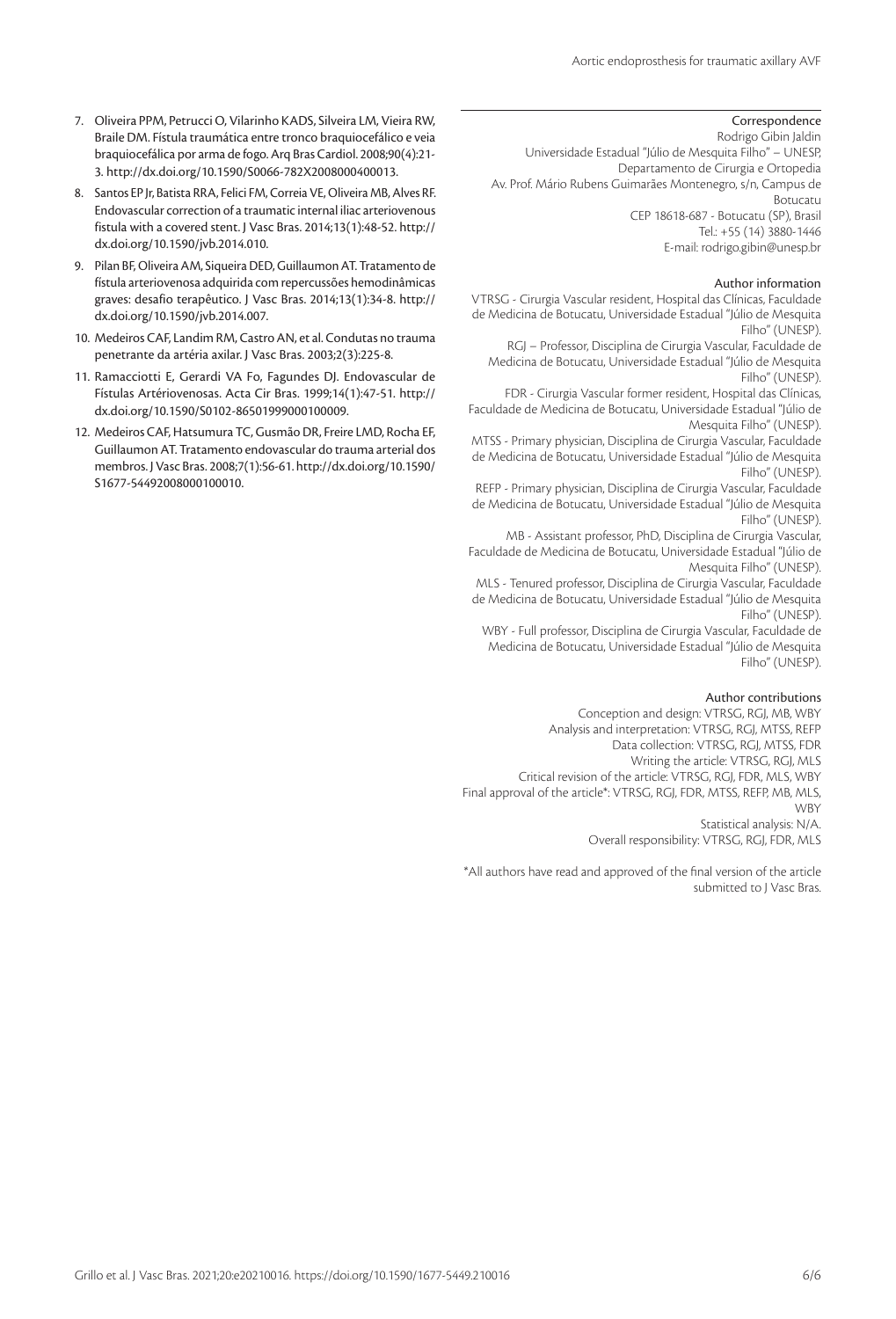7. Oliveira PPM, Petrucci O, Vilarinho KADS, Silveira LM, Vieira RW, Braile DM. Fístula traumática entre tronco braquiocefálico e veia braquiocefálica por arma de fogo. Arq Bras Cardiol. 2008;90(4):21-3. http://dx.doi.org/10.1590/S0066-782X2008000400013.
8. Santos EP Jr, Batista RRA, Felici FM, Correia VE, Oliveira MB, Alves RF. Endovascular correction of a traumatic internal iliac arteriovenous fistula with a covered stent. J Vasc Bras. 2014;13(1):48-52. http://dx.doi.org/10.1590/jvb.2014.010.
9. Pilan BF, Oliveira AM, Siqueira DED, Guillaumon AT. Tratamento de fístula arteriovenosa adquirida com repercussões hemodinâmicas graves: desafio terapêutico. J Vasc Bras. 2014;13(1):34-8. http://dx.doi.org/10.1590/jvb.2014.007.
10. Medeiros CAF, Landim RM, Castro AN, et al. Condutas no trauma penetrante da artéria axilar. J Vasc Bras. 2003;2(3):225-8.
11. Ramacciotti E, Gerardi VA Fo, Fagundes DJ. Endovascular de Fístulas Artériovenosas. Acta Cir Bras. 1999;14(1):47-51. http://dx.doi.org/10.1590/S0102-86501999000100009.
12. Medeiros CAF, Hatsumura TC, Gusmão DR, Freire LMD, Rocha EF, Guillaumon AT. Tratamento endovascular do trauma arterial dos membros. J Vasc Bras. 2008;7(1):56-61. http://dx.doi.org/10.1590/S1677-54492008000100010.

Correspondence
Rodrigo Gibin Jaldin
Universidade Estadual "Júlio de Mesquita Filho" – UNESP, Departamento de Cirurgia e Ortopedia
Av. Prof. Mário Rubens Guimarães Montenegro, s/n, Campus de Botucatu
CEP 18618-687 - Botucatu (SP), Brasil
Tel.: +55 (14) 3880-1446
E-mail: rodrigo.gibin@unesp.br

Author information
VTRSG - Cirurgia Vascular resident, Hospital das Clínicas, Faculdade de Medicina de Botucatu, Universidade Estadual "Júlio de Mesquita Filho" (UNESP).
RGJ – Professor, Disciplina de Cirurgia Vascular, Faculdade de Medicina de Botucatu, Universidade Estadual "Júlio de Mesquita Filho" (UNESP).
FDR - Cirurgia Vascular former resident, Hospital das Clínicas, Faculdade de Medicina de Botucatu, Universidade Estadual "Júlio de Mesquita Filho" (UNESP).
MTSS - Primary physician, Disciplina de Cirurgia Vascular, Faculdade de Medicina de Botucatu, Universidade Estadual "Júlio de Mesquita Filho" (UNESP).
REFP - Primary physician, Disciplina de Cirurgia Vascular, Faculdade de Medicina de Botucatu, Universidade Estadual "Júlio de Mesquita Filho" (UNESP).
MB - Assistant professor, PhD, Disciplina de Cirurgia Vascular, Faculdade de Medicina de Botucatu, Universidade Estadual "Júlio de Mesquita Filho" (UNESP).
MLS - Tenured professor, Disciplina de Cirurgia Vascular, Faculdade de Medicina de Botucatu, Universidade Estadual "Júlio de Mesquita Filho" (UNESP).
WBY - Full professor, Disciplina de Cirurgia Vascular, Faculdade de Medicina de Botucatu, Universidade Estadual "Júlio de Mesquita Filho" (UNESP).

Author contributions
Conception and design: VTRSG, RGJ, MB, WBY
Analysis and interpretation: VTRSG, RGJ, MTSS, REFP
Data collection: VTRSG, RGJ, MTSS, FDR
Writing the article: VTRSG, RGJ, MLS
Critical revision of the article: VTRSG, RGJ, FDR, MLS, WBY
Final approval of the article*: VTRSG, RGJ, FDR, MTSS, REFP, MB, MLS, WBY
Statistical analysis: N/A.
Overall responsibility: VTRSG, RGJ, FDR, MLS

*All authors have read and approved of the final version of the article submitted to J Vasc Bras.